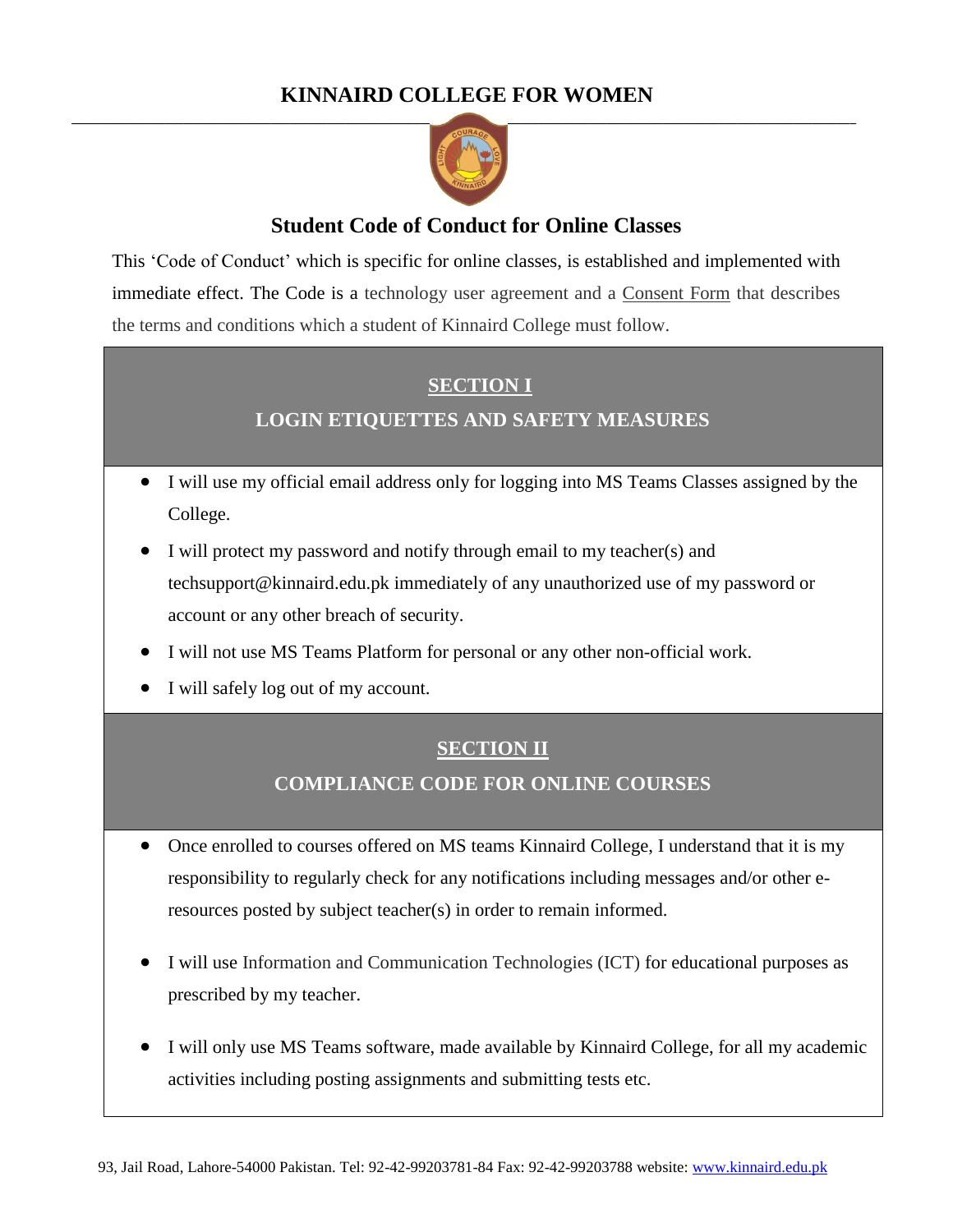# KINNAIRD COLLEGE FOR WOMEN

## Student Code of Conduct for Online Classes

This 'Code of Conduct' which is specific for online classes, is established and implemented with immediate effect. The Code is a technology user agreement and a Consent Form that describes the terms and conditions which a student of Kinnaird College must follow.

### SECTION I

### LOGIN ETIQUETTES AND SAFETY MEASURES

- I will use my official email address only for logging into MS Teams Classes assigned by the College.
- I will protect my password and notify through email to my teacher(s) and techsupport@kinnaird.edu.pk immediately of any unauthorized use of my password or account or any other breach of security.
- I will not use MS Teams Platform for personal or any other non-official work.
- I will safely log out of my account.

### SECTION II

### COMPLIANCE CODE FOR ONLINE COURSES

- Once enrolled to courses offered on MS teams Kinnaird College, I understand that it is my responsibility to regularly check for any notifications including messages and/or other e-resources posted by subject teacher(s) in order to remain informed.
- I will use Information and Communication Technologies (ICT) for educational purposes as prescribed by my teacher.
- I will only use MS Teams software, made available by Kinnaird College, for all my academic activities including posting assignments and submitting tests etc.

93, Jail Road, Lahore-54000 Pakistan. Tel: 92-42-99203781-84 Fax: 92-42-99203788 website: www.kinnaird.edu.pk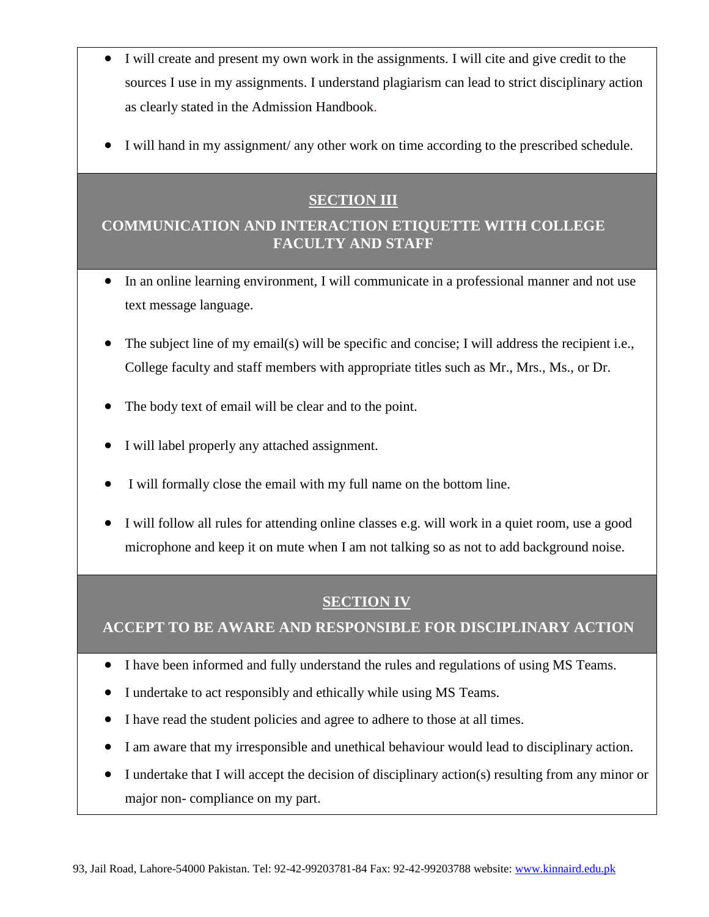- I will create and present my own work in the assignments. I will cite and give credit to the sources I use in my assignments. I understand plagiarism can lead to strict disciplinary action as clearly stated in the Admission Handbook.
- I will hand in my assignment/ any other work on time according to the prescribed schedule.

## SECTION III

## COMMUNICATION AND INTERACTION ETIQUETTE WITH COLLEGE FACULTY AND STAFF

- In an online learning environment, I will communicate in a professional manner and not use text message language.
- The subject line of my email(s) will be specific and concise; I will address the recipient i.e., College faculty and staff members with appropriate titles such as Mr., Mrs., Ms., or Dr.
- The body text of email will be clear and to the point.
- I will label properly any attached assignment.
- I will formally close the email with my full name on the bottom line.
- I will follow all rules for attending online classes e.g. will work in a quiet room, use a good microphone and keep it on mute when I am not talking so as not to add background noise.

## SECTION IV

## ACCEPT TO BE AWARE AND RESPONSIBLE FOR DISCIPLINARY ACTION

- I have been informed and fully understand the rules and regulations of using MS Teams.
- I undertake to act responsibly and ethically while using MS Teams.
- I have read the student policies and agree to adhere to those at all times.
- I am aware that my irresponsible and unethical behaviour would lead to disciplinary action.
- I undertake that I will accept the decision of disciplinary action(s) resulting from any minor or major non- compliance on my part.

93, Jail Road, Lahore-54000 Pakistan. Tel: 92-42-99203781-84 Fax: 92-42-99203788 website: www.kinnaird.edu.pk